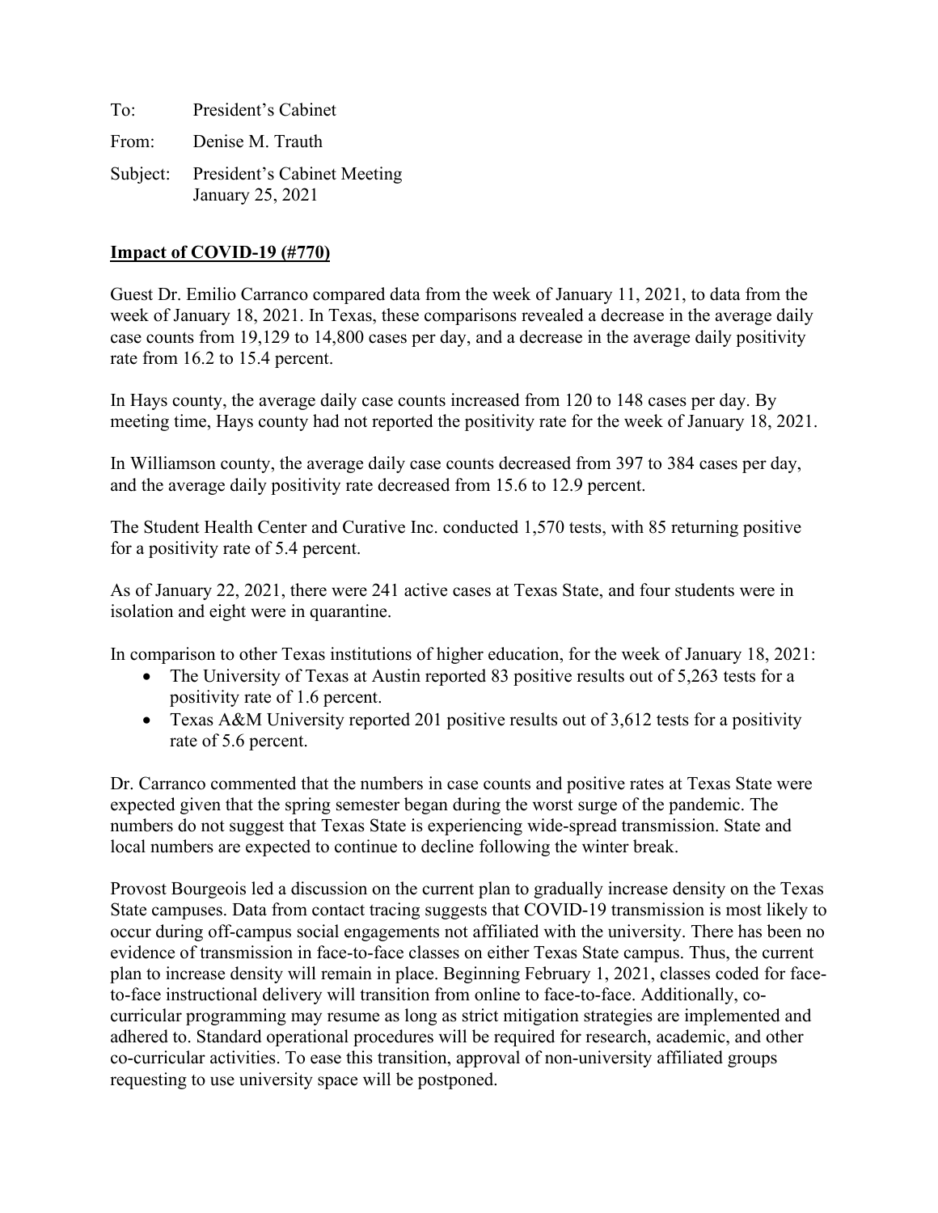To: President's Cabinet

From: Denise M. Trauth

Subject: President's Cabinet Meeting
January 25, 2021

**Impact of COVID-19 (#770)**

Guest Dr. Emilio Carranco compared data from the week of January 11, 2021, to data from the week of January 18, 2021. In Texas, these comparisons revealed a decrease in the average daily case counts from 19,129 to 14,800 cases per day, and a decrease in the average daily positivity rate from 16.2 to 15.4 percent.

In Hays county, the average daily case counts increased from 120 to 148 cases per day. By meeting time, Hays county had not reported the positivity rate for the week of January 18, 2021.

In Williamson county, the average daily case counts decreased from 397 to 384 cases per day, and the average daily positivity rate decreased from 15.6 to 12.9 percent.

The Student Health Center and Curative Inc. conducted 1,570 tests, with 85 returning positive for a positivity rate of 5.4 percent.

As of January 22, 2021, there were 241 active cases at Texas State, and four students were in isolation and eight were in quarantine.

In comparison to other Texas institutions of higher education, for the week of January 18, 2021:

- The University of Texas at Austin reported 83 positive results out of 5,263 tests for a positivity rate of 1.6 percent.
- Texas A&M University reported 201 positive results out of 3,612 tests for a positivity rate of 5.6 percent.

Dr. Carranco commented that the numbers in case counts and positive rates at Texas State were expected given that the spring semester began during the worst surge of the pandemic. The numbers do not suggest that Texas State is experiencing wide-spread transmission. State and local numbers are expected to continue to decline following the winter break.

Provost Bourgeois led a discussion on the current plan to gradually increase density on the Texas State campuses. Data from contact tracing suggests that COVID-19 transmission is most likely to occur during off-campus social engagements not affiliated with the university. There has been no evidence of transmission in face-to-face classes on either Texas State campus. Thus, the current plan to increase density will remain in place. Beginning February 1, 2021, classes coded for face-to-face instructional delivery will transition from online to face-to-face. Additionally, co-curricular programming may resume as long as strict mitigation strategies are implemented and adhered to. Standard operational procedures will be required for research, academic, and other co-curricular activities. To ease this transition, approval of non-university affiliated groups requesting to use university space will be postponed.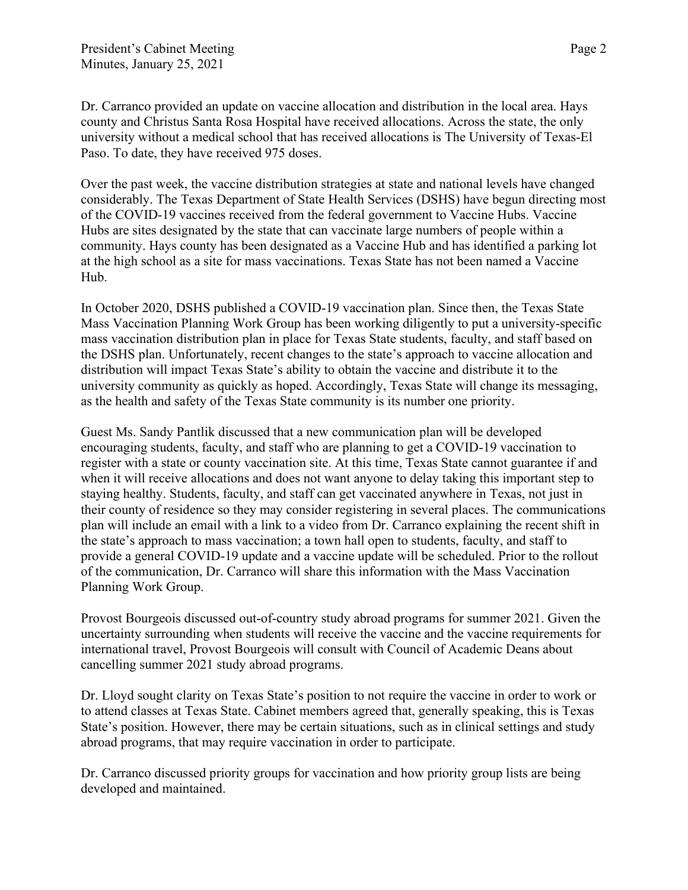Dr. Carranco provided an update on vaccine allocation and distribution in the local area. Hays county and Christus Santa Rosa Hospital have received allocations. Across the state, the only university without a medical school that has received allocations is The University of Texas-El Paso. To date, they have received 975 doses.

Over the past week, the vaccine distribution strategies at state and national levels have changed considerably. The Texas Department of State Health Services (DSHS) have begun directing most of the COVID-19 vaccines received from the federal government to Vaccine Hubs. Vaccine Hubs are sites designated by the state that can vaccinate large numbers of people within a community. Hays county has been designated as a Vaccine Hub and has identified a parking lot at the high school as a site for mass vaccinations. Texas State has not been named a Vaccine Hub.

In October 2020, DSHS published a COVID-19 vaccination plan. Since then, the Texas State Mass Vaccination Planning Work Group has been working diligently to put a university-specific mass vaccination distribution plan in place for Texas State students, faculty, and staff based on the DSHS plan. Unfortunately, recent changes to the state's approach to vaccine allocation and distribution will impact Texas State's ability to obtain the vaccine and distribute it to the university community as quickly as hoped. Accordingly, Texas State will change its messaging, as the health and safety of the Texas State community is its number one priority.

Guest Ms. Sandy Pantlik discussed that a new communication plan will be developed encouraging students, faculty, and staff who are planning to get a COVID-19 vaccination to register with a state or county vaccination site. At this time, Texas State cannot guarantee if and when it will receive allocations and does not want anyone to delay taking this important step to staying healthy. Students, faculty, and staff can get vaccinated anywhere in Texas, not just in their county of residence so they may consider registering in several places. The communications plan will include an email with a link to a video from Dr. Carranco explaining the recent shift in the state's approach to mass vaccination; a town hall open to students, faculty, and staff to provide a general COVID-19 update and a vaccine update will be scheduled. Prior to the rollout of the communication, Dr. Carranco will share this information with the Mass Vaccination Planning Work Group.

Provost Bourgeois discussed out-of-country study abroad programs for summer 2021. Given the uncertainty surrounding when students will receive the vaccine and the vaccine requirements for international travel, Provost Bourgeois will consult with Council of Academic Deans about cancelling summer 2021 study abroad programs.

Dr. Lloyd sought clarity on Texas State's position to not require the vaccine in order to work or to attend classes at Texas State. Cabinet members agreed that, generally speaking, this is Texas State's position. However, there may be certain situations, such as in clinical settings and study abroad programs, that may require vaccination in order to participate.

Dr. Carranco discussed priority groups for vaccination and how priority group lists are being developed and maintained.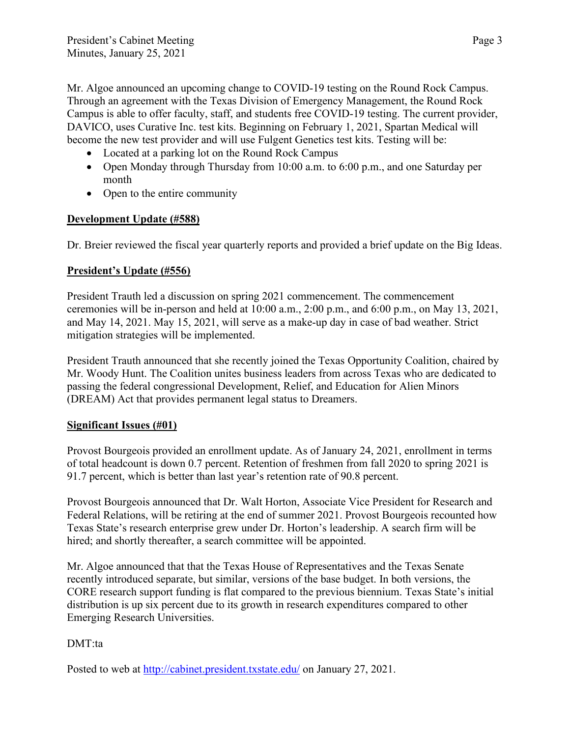Mr. Algoe announced an upcoming change to COVID-19 testing on the Round Rock Campus. Through an agreement with the Texas Division of Emergency Management, the Round Rock Campus is able to offer faculty, staff, and students free COVID-19 testing. The current provider, DAVICO, uses Curative Inc. test kits. Beginning on February 1, 2021, Spartan Medical will become the new test provider and will use Fulgent Genetics test kits. Testing will be:

- Located at a parking lot on the Round Rock Campus
- Open Monday through Thursday from 10:00 a.m. to 6:00 p.m., and one Saturday per month
- Open to the entire community

**Development Update (#588)**

Dr. Breier reviewed the fiscal year quarterly reports and provided a brief update on the Big Ideas.

**President's Update (#556)**

President Trauth led a discussion on spring 2021 commencement. The commencement ceremonies will be in-person and held at 10:00 a.m., 2:00 p.m., and 6:00 p.m., on May 13, 2021, and May 14, 2021. May 15, 2021, will serve as a make-up day in case of bad weather. Strict mitigation strategies will be implemented.

President Trauth announced that she recently joined the Texas Opportunity Coalition, chaired by Mr. Woody Hunt. The Coalition unites business leaders from across Texas who are dedicated to passing the federal congressional Development, Relief, and Education for Alien Minors (DREAM) Act that provides permanent legal status to Dreamers.

**Significant Issues (#01)**

Provost Bourgeois provided an enrollment update. As of January 24, 2021, enrollment in terms of total headcount is down 0.7 percent. Retention of freshmen from fall 2020 to spring 2021 is 91.7 percent, which is better than last year's retention rate of 90.8 percent.

Provost Bourgeois announced that Dr. Walt Horton, Associate Vice President for Research and Federal Relations, will be retiring at the end of summer 2021. Provost Bourgeois recounted how Texas State's research enterprise grew under Dr. Horton's leadership. A search firm will be hired; and shortly thereafter, a search committee will be appointed.

Mr. Algoe announced that that the Texas House of Representatives and the Texas Senate recently introduced separate, but similar, versions of the base budget. In both versions, the CORE research support funding is flat compared to the previous biennium. Texas State's initial distribution is up six percent due to its growth in research expenditures compared to other Emerging Research Universities.

DMT:ta

Posted to web at http://cabinet.president.txstate.edu/ on January 27, 2021.